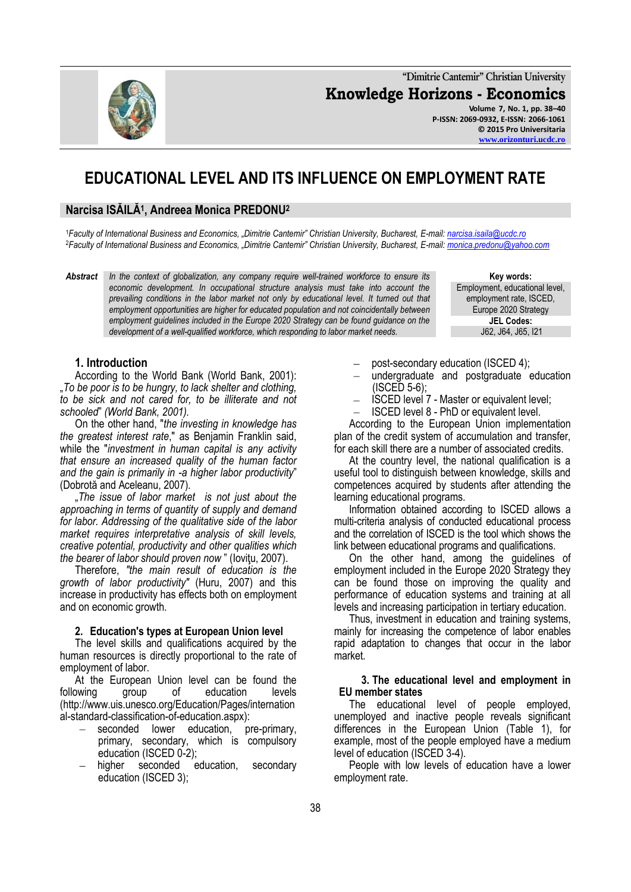# EDUCATIONAL LEVEL AND ITS INFLUENCE ON EMPLOYMENT RATE

## Narcisa ISĂILĂ[1], Andreea Monica PREDONU[2]

[1]Faculty of International Business and Economics, „Dimitrie Cantemir" Christian University, Bucharest, E-mail: narcisa.isaila@ucdc.ro
[2]Faculty of International Business and Economics, „Dimitrie Cantemir" Christian University, Bucharest, E-mail: monica.predonu@yahoo.com

**Abstract** *In the context of globalization, any company require well-trained workforce to ensure its economic development. In occupational structure analysis must take into account the prevailing conditions in the labor market not only by educational level. It turned out that employment opportunities are higher for educated population and not coincidentally between employment guidelines included in the Europe 2020 Strategy can be found guidance on the development of a well-qualified workforce, which responding to labor market needs.*

**Key words:** Employment, educational level, employment rate, ISCED, Europe 2020 Strategy

**JEL Codes:** J62, J64, J65, I21

### 1. Introduction

According to the World Bank (World Bank, 2001): „*To be poor is to be hungry, to lack shelter and clothing, to be sick and not cared for, to be illiterate and not schooled*" *(World Bank, 2001).*

On the other hand, "*the investing in knowledge has the greatest interest rate*," as Benjamin Franklin said, while the "*investment in human capital is any activity that ensure an increased quality of the human factor and the gain is primarily in -a higher labor productivity*" (Dobrotă and Aceleanu, 2007).

„*The issue of labor market is not just about the approaching in terms of quantity of supply and demand for labor. Addressing of the qualitative side of the labor market requires interpretative analysis of skill levels, creative potential, productivity and other qualities which the bearer of labor should proven now* " (Iovițu, 2007).

Therefore, *"the main result of education is the growth of labor productivity"* (Huru, 2007) and this increase in productivity has effects both on employment and on economic growth.

### 2. Education's types at European Union level

The level skills and qualifications acquired by the human resources is directly proportional to the rate of employment of labor.

At the European Union level can be found the following group of education levels (http://www.uis.unesco.org/Education/Pages/international-standard-classification-of-education.aspx):

- seconded lower education, pre-primary, primary, secondary, which is compulsory education (ISCED 0-2);
- higher seconded education, secondary education (ISCED 3);
- post-secondary education (ISCED 4);
- undergraduate and postgraduate education (ISCED 5-6);
- ISCED level 7 - Master or equivalent level;
- ISCED level 8 - PhD or equivalent level.

According to the European Union implementation plan of the credit system of accumulation and transfer, for each skill there are a number of associated credits.

At the country level, the national qualification is a useful tool to distinguish between knowledge, skills and competences acquired by students after attending the learning educational programs.

Information obtained according to ISCED allows a multi-criteria analysis of conducted educational process and the correlation of ISCED is the tool which shows the link between educational programs and qualifications.

On the other hand, among the guidelines of employment included in the Europe 2020 Strategy they can be found those on improving the quality and performance of education systems and training at all levels and increasing participation in tertiary education.

Thus, investment in education and training systems, mainly for increasing the competence of labor enables rapid adaptation to changes that occur in the labor market.

### 3. The educational level and employment in EU member states

The educational level of people employed, unemployed and inactive people reveals significant differences in the European Union (Table 1), for example, most of the people employed have a medium level of education (ISCED 3-4).

People with low levels of education have a lower employment rate.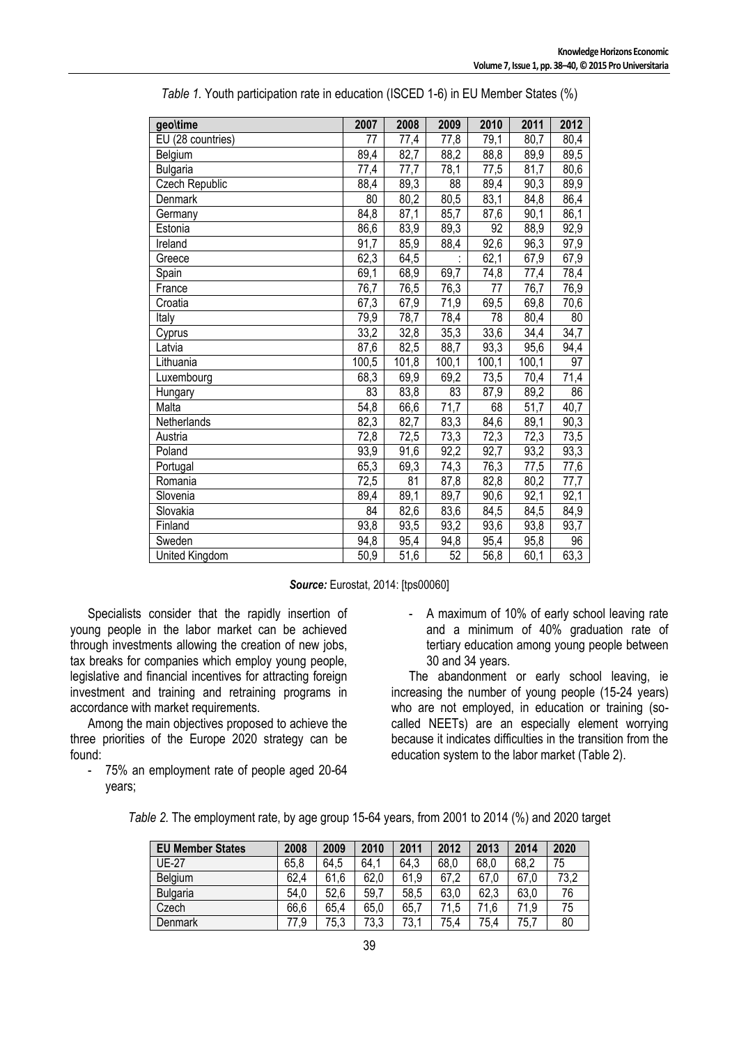*Table 1.* Youth participation rate in education (ISCED 1-6) in EU Member States (%)

| geo\time | 2007 | 2008 | 2009 | 2010 | 2011 | 2012 |
|---|---|---|---|---|---|---|
| EU (28 countries) | 77 | 77,4 | 77,8 | 79,1 | 80,7 | 80,4 |
| Belgium | 89,4 | 82,7 | 88,2 | 88,8 | 89,9 | 89,5 |
| Bulgaria | 77,4 | 77,7 | 78,1 | 77,5 | 81,7 | 80,6 |
| Czech Republic | 88,4 | 89,3 | 88 | 89,4 | 90,3 | 89,9 |
| Denmark | 80 | 80,2 | 80,5 | 83,1 | 84,8 | 86,4 |
| Germany | 84,8 | 87,1 | 85,7 | 87,6 | 90,1 | 86,1 |
| Estonia | 86,6 | 83,9 | 89,3 | 92 | 88,9 | 92,9 |
| Ireland | 91,7 | 85,9 | 88,4 | 92,6 | 96,3 | 97,9 |
| Greece | 62,3 | 64,5 | : | 62,1 | 67,9 | 67,9 |
| Spain | 69,1 | 68,9 | 69,7 | 74,8 | 77,4 | 78,4 |
| France | 76,7 | 76,5 | 76,3 | 77 | 76,7 | 76,9 |
| Croatia | 67,3 | 67,9 | 71,9 | 69,5 | 69,8 | 70,6 |
| Italy | 79,9 | 78,7 | 78,4 | 78 | 80,4 | 80 |
| Cyprus | 33,2 | 32,8 | 35,3 | 33,6 | 34,4 | 34,7 |
| Latvia | 87,6 | 82,5 | 88,7 | 93,3 | 95,6 | 94,4 |
| Lithuania | 100,5 | 101,8 | 100,1 | 100,1 | 100,1 | 97 |
| Luxembourg | 68,3 | 69,9 | 69,2 | 73,5 | 70,4 | 71,4 |
| Hungary | 83 | 83,8 | 83 | 87,9 | 89,2 | 86 |
| Malta | 54,8 | 66,6 | 71,7 | 68 | 51,7 | 40,7 |
| Netherlands | 82,3 | 82,7 | 83,3 | 84,6 | 89,1 | 90,3 |
| Austria | 72,8 | 72,5 | 73,3 | 72,3 | 72,3 | 73,5 |
| Poland | 93,9 | 91,6 | 92,2 | 92,7 | 93,2 | 93,3 |
| Portugal | 65,3 | 69,3 | 74,3 | 76,3 | 77,5 | 77,6 |
| Romania | 72,5 | 81 | 87,8 | 82,8 | 80,2 | 77,7 |
| Slovenia | 89,4 | 89,1 | 89,7 | 90,6 | 92,1 | 92,1 |
| Slovakia | 84 | 82,6 | 83,6 | 84,5 | 84,5 | 84,9 |
| Finland | 93,8 | 93,5 | 93,2 | 93,6 | 93,8 | 93,7 |
| Sweden | 94,8 | 95,4 | 94,8 | 95,4 | 95,8 | 96 |
| United Kingdom | 50,9 | 51,6 | 52 | 56,8 | 60,1 | 63,3 |

***Source:*** Eurostat, 2014: [tps00060]

Specialists consider that the rapidly insertion of young people in the labor market can be achieved through investments allowing the creation of new jobs, tax breaks for companies which employ young people, legislative and financial incentives for attracting foreign investment and training and retraining programs in accordance with market requirements.

Among the main objectives proposed to achieve the three priorities of the Europe 2020 strategy can be found:

- 75% an employment rate of people aged 20-64 years;
- A maximum of 10% of early school leaving rate and a minimum of 40% graduation rate of tertiary education among young people between 30 and 34 years.

The abandonment or early school leaving, ie increasing the number of young people (15-24 years) who are not employed, in education or training (so-called NEETs) are an especially element worrying because it indicates difficulties in the transition from the education system to the labor market (Table 2).

*Table 2.* The employment rate, by age group 15-64 years, from 2001 to 2014 (%) and 2020 target

| EU Member States | 2008 | 2009 | 2010 | 2011 | 2012 | 2013 | 2014 | 2020 |
|---|---|---|---|---|---|---|---|---|
| UE-27 | 65,8 | 64,5 | 64,1 | 64,3 | 68,0 | 68,0 | 68,2 | 75 |
| Belgium | 62,4 | 61,6 | 62,0 | 61,9 | 67,2 | 67,0 | 67,0 | 73,2 |
| Bulgaria | 54,0 | 52,6 | 59,7 | 58,5 | 63,0 | 62,3 | 63,0 | 76 |
| Czech | 66,6 | 65,4 | 65,0 | 65,7 | 71,5 | 71,6 | 71,9 | 75 |
| Denmark | 77,9 | 75,3 | 73,3 | 73,1 | 75,4 | 75,4 | 75,7 | 80 |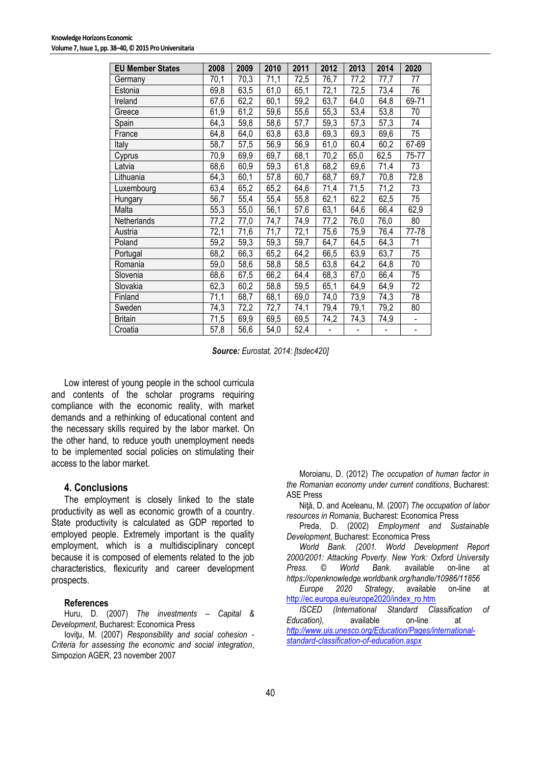| EU Member States | 2008 | 2009 | 2010 | 2011 | 2012 | 2013 | 2014 | 2020 |
|---|---|---|---|---|---|---|---|---|
| Germany | 70,1 | 70,3 | 71,1 | 72,5 | 76,7 | 77,2 | 77,7 | 77 |
| Estonia | 69,8 | 63,5 | 61,0 | 65,1 | 72,1 | 72,5 | 73,4 | 76 |
| Ireland | 67,6 | 62,2 | 60,1 | 59,2 | 63,7 | 64,0 | 64,8 | 69-71 |
| Greece | 61,9 | 61,2 | 59,6 | 55,6 | 55,3 | 53,4 | 53,8 | 70 |
| Spain | 64,3 | 59,8 | 58,6 | 57,7 | 59,3 | 57,3 | 57,3 | 74 |
| France | 64,8 | 64,0 | 63,8 | 63,8 | 69,3 | 69,3 | 69,6 | 75 |
| Italy | 58,7 | 57,5 | 56,9 | 56,9 | 61,0 | 60,4 | 60,2 | 67-69 |
| Cyprus | 70,9 | 69,9 | 69,7 | 68,1 | 70,2 | 65,0 | 62,5 | 75-77 |
| Latvia | 68,6 | 60,9 | 59,3 | 61,8 | 68,2 | 69,6 | 71,4 | 73 |
| Lithuania | 64,3 | 60,1 | 57,8 | 60,7 | 68,7 | 69,7 | 70,8 | 72,8 |
| Luxembourg | 63,4 | 65,2 | 65,2 | 64,6 | 71,4 | 71,5 | 71,2 | 73 |
| Hungary | 56,7 | 55,4 | 55,4 | 55,8 | 62,1 | 62,2 | 62,5 | 75 |
| Malta | 55,3 | 55,0 | 56,1 | 57,6 | 63,1 | 64,6 | 66,4 | 62,9 |
| Netherlands | 77,2 | 77,0 | 74,7 | 74,9 | 77,2 | 76,0 | 76,0 | 80 |
| Austria | 72,1 | 71,6 | 71,7 | 72,1 | 75,6 | 75,9 | 76,4 | 77-78 |
| Poland | 59,2 | 59,3 | 59,3 | 59,7 | 64,7 | 64,5 | 64,3 | 71 |
| Portugal | 68,2 | 66,3 | 65,2 | 64,2 | 66,5 | 63,9 | 63,7 | 75 |
| Romania | 59,0 | 58,6 | 58,8 | 58,5 | 63,8 | 64,2 | 64,8 | 70 |
| Slovenia | 68,6 | 67,5 | 66,2 | 64,4 | 68,3 | 67,0 | 66,4 | 75 |
| Slovakia | 62,3 | 60,2 | 58,8 | 59,5 | 65,1 | 64,9 | 64,9 | 72 |
| Finland | 71,1 | 68,7 | 68,1 | 69,0 | 74,0 | 73,9 | 74,3 | 78 |
| Sweden | 74,3 | 72,2 | 72,7 | 74,1 | 79,4 | 79,1 | 79,2 | 80 |
| Britain | 71,5 | 69,9 | 69,5 | 69,5 | 74,2 | 74,3 | 74,9 | - |
| Croatia | 57,8 | 56,6 | 54,0 | 52,4 | - | - | - | - |

***Source:*** *Eurostat, 2014: [tsdec420]*

Low interest of young people in the school curricula and contents of the scholar programs requiring compliance with the economic reality, with market demands and a rethinking of educational content and the necessary skills required by the labor market. On the other hand, to reduce youth unemployment needs to be implemented social policies on stimulating their access to the labor market.

## 4. Conclusions

The employment is closely linked to the state productivity as well as economic growth of a country. State productivity is calculated as GDP reported to employed people. Extremely important is the quality employment, which is a multidisciplinary concept because it is composed of elements related to the job characteristics, flexicurity and career development prospects.

### References

Huru, D. (2007) *The investments – Capital & Development*, Bucharest: Economica Press

Ioviţu, M. (2007) *Responsibility and social cohesion - Criteria for assessing the economic and social integration*, Simpozion AGER, 23 november 2007

Moroianu, D. (2012) *The occupation of human factor in the Romanian economy under current conditions*, Bucharest: ASE Press

Niţă, D. and Aceleanu, M. (2007) *The occupation of labor resources in Romania*, Bucharest: Economica Press

Preda, D. (2002) *Employment and Sustainable Development*, Bucharest: Economica Press

*World Bank. (2001. World Development Report 2000/2001: Attacking Poverty. New York: Oxford University Press. © World Bank.* available on-line at *https://openknowledge.worldbank.org/handle/10986/11856*

*Europe 2020 Strategy*, available on-line at http://ec.europa.eu/europe2020/index_ro.htm

*ISCED (International Standard Classification of Education),* available on-line at *http://www.uis.unesco.org/Education/Pages/international-standard-classification-of-education.aspx*